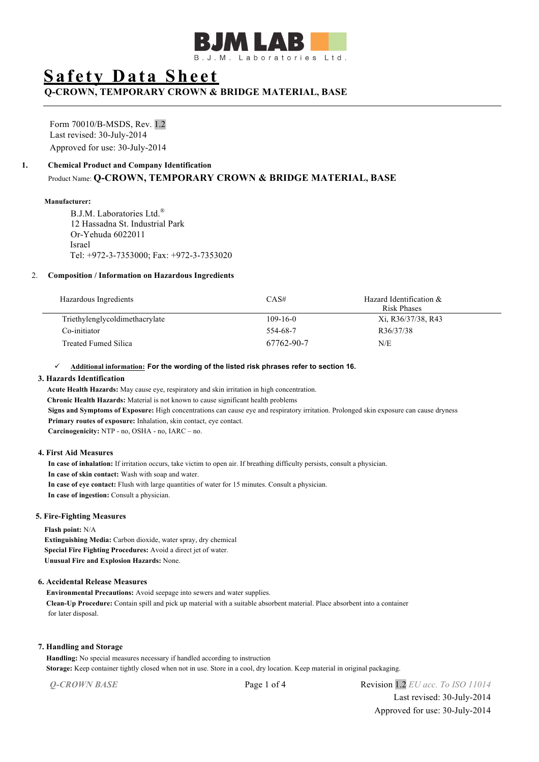BJM LAB

B. J. M. Laboratories Ltd.

# Safety Data Sheet

**Q-CROWN, TEMPORARY CROWN & BRIDGE MATERIAL, BASE**

Form 70010/B-MSDS, Rev. 1.2
Last revised: 30-July-2014
Approved for use: 30-July-2014

## 1. Chemical Product and Company Identification

Product Name: **Q-CROWN, TEMPORARY CROWN & BRIDGE MATERIAL, BASE**

**Manufacturer:**

B.J.M. Laboratories Ltd.®
12 Hassadna St. Industrial Park
Or-Yehuda 6022011
Israel
Tel: +972-3-7353000; Fax: +972-3-7353020

## 2. Composition / Information on Hazardous Ingredients

| Hazardous Ingredients | CAS# | Hazard Identification & Risk Phases |
|---|---|---|
| Triethylenglycoldimethacrylate | 109-16-0 | Xi, R36/37/38, R43 |
| Co-initiator | 554-68-7 | R36/37/38 |
| Treated Fumed Silica | 67762-90-7 | N/E |

✓ **Additional information: For the wording of the listed risk phrases refer to section 16.**

## 3. Hazards Identification

**Acute Health Hazards:** May cause eye, respiratory and skin irritation in high concentration.
**Chronic Health Hazards:** Material is not known to cause significant health problems
**Signs and Symptoms of Exposure:** High concentrations can cause eye and respiratory irritation. Prolonged skin exposure can cause dryness
**Primary routes of exposure:** Inhalation, skin contact, eye contact.
**Carcinogenicity:** NTP - no, OSHA - no, IARC – no.

## 4. First Aid Measures

**In case of inhalation:** If irritation occurs, take victim to open air. If breathing difficulty persists, consult a physician.
**In case of skin contact:** Wash with soap and water.
**In case of eye contact:** Flush with large quantities of water for 15 minutes. Consult a physician.
**In case of ingestion:** Consult a physician.

## 5. Fire-Fighting Measures

**Flash point:** N/A
**Extinguishing Media:** Carbon dioxide, water spray, dry chemical
**Special Fire Fighting Procedures:** Avoid a direct jet of water.
**Unusual Fire and Explosion Hazards:** None.

## 6. Accidental Release Measures

**Environmental Precautions:** Avoid seepage into sewers and water supplies.
**Clean-Up Procedure:** Contain spill and pick up material with a suitable absorbent material. Place absorbent into a container for later disposal.

## 7. Handling and Storage

**Handling:** No special measures necessary if handled according to instruction
**Storage:** Keep container tightly closed when not in use. Store in a cool, dry location. Keep material in original packaging.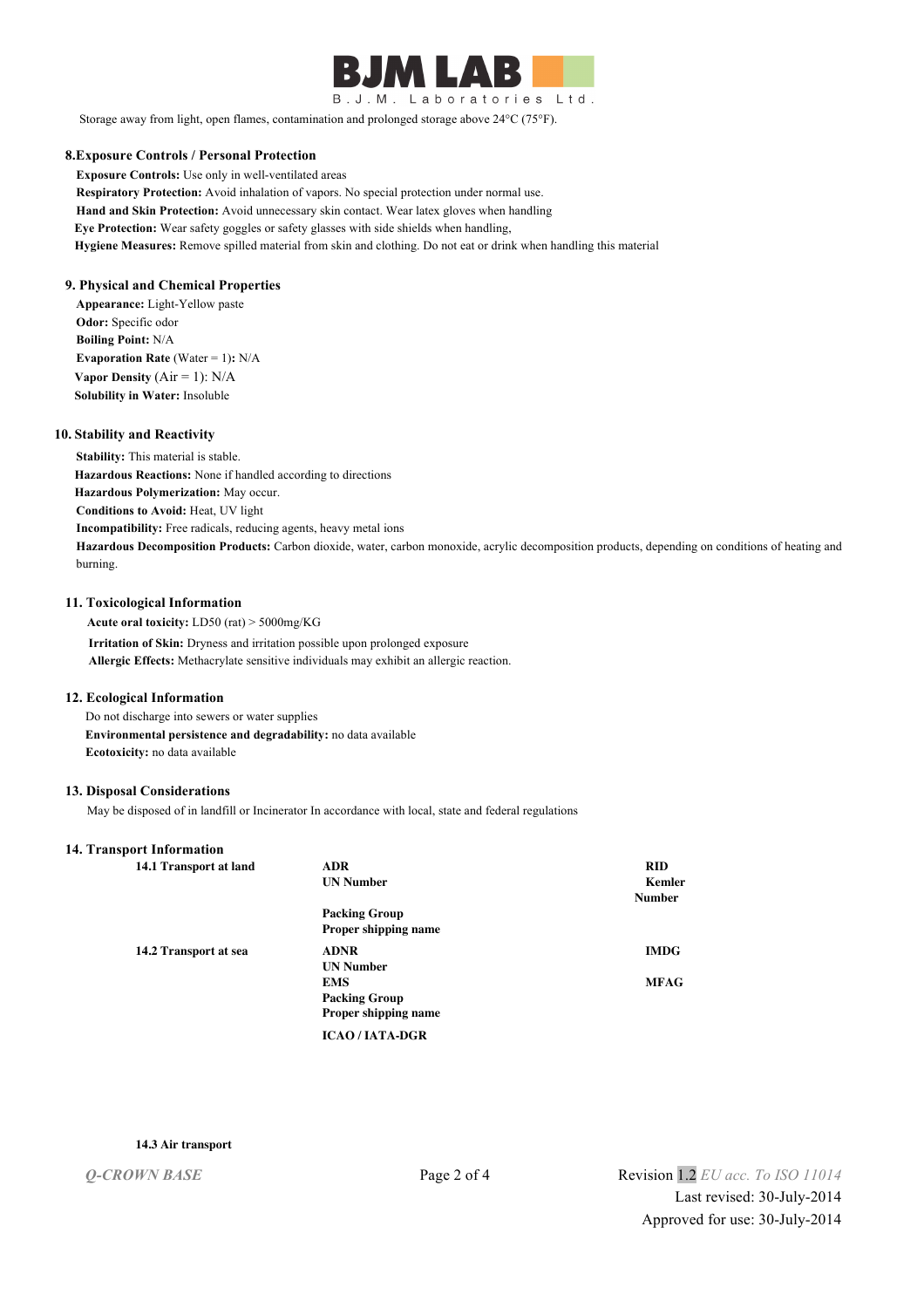Storage away from light, open flames, contamination and prolonged storage above 24°C (75°F).

## 8.Exposure Controls / Personal Protection

**Exposure Controls:** Use only in well-ventilated areas

**Respiratory Protection:** Avoid inhalation of vapors. No special protection under normal use.

**Hand and Skin Protection:** Avoid unnecessary skin contact. Wear latex gloves when handling

**Eye Protection:** Wear safety goggles or safety glasses with side shields when handling,

**Hygiene Measures:** Remove spilled material from skin and clothing. Do not eat or drink when handling this material

## 9. Physical and Chemical Properties

**Appearance:** Light-Yellow paste

**Odor:** Specific odor

**Boiling Point:** N/A

**Evaporation Rate** (Water = 1)**:** N/A

**Vapor Density** (Air = 1): N/A

**Solubility in Water:** Insoluble

## 10. Stability and Reactivity

**Stability:** This material is stable.

**Hazardous Reactions:** None if handled according to directions

**Hazardous Polymerization:** May occur.

**Conditions to Avoid:** Heat, UV light

**Incompatibility:** Free radicals, reducing agents, heavy metal ions

**Hazardous Decomposition Products:** Carbon dioxide, water, carbon monoxide, acrylic decomposition products, depending on conditions of heating and burning.

## 11. Toxicological Information

**Acute oral toxicity:** LD50 (rat) > 5000mg/KG

**Irritation of Skin:** Dryness and irritation possible upon prolonged exposure

**Allergic Effects:** Methacrylate sensitive individuals may exhibit an allergic reaction.

## 12. Ecological Information

Do not discharge into sewers or water supplies

**Environmental persistence and degradability:** no data available

**Ecotoxicity:** no data available

## 13. Disposal Considerations

May be disposed of in landfill or Incinerator In accordance with local, state and federal regulations

## 14. Transport Information

| | | |
|---|---|---|
| **14.1 Transport at land** | **ADR** | **RID** |
| | **UN Number** | **Kemler Number** |
| | **Packing Group** | |
| | **Proper shipping name** | |
| **14.2 Transport at sea** | **ADNR** | **IMDG** |
| | **UN Number** | |
| | **EMS** | **MFAG** |
| | **Packing Group** | |
| | **Proper shipping name** | |
| | **ICAO / IATA-DGR** | |

**14.3 Air transport**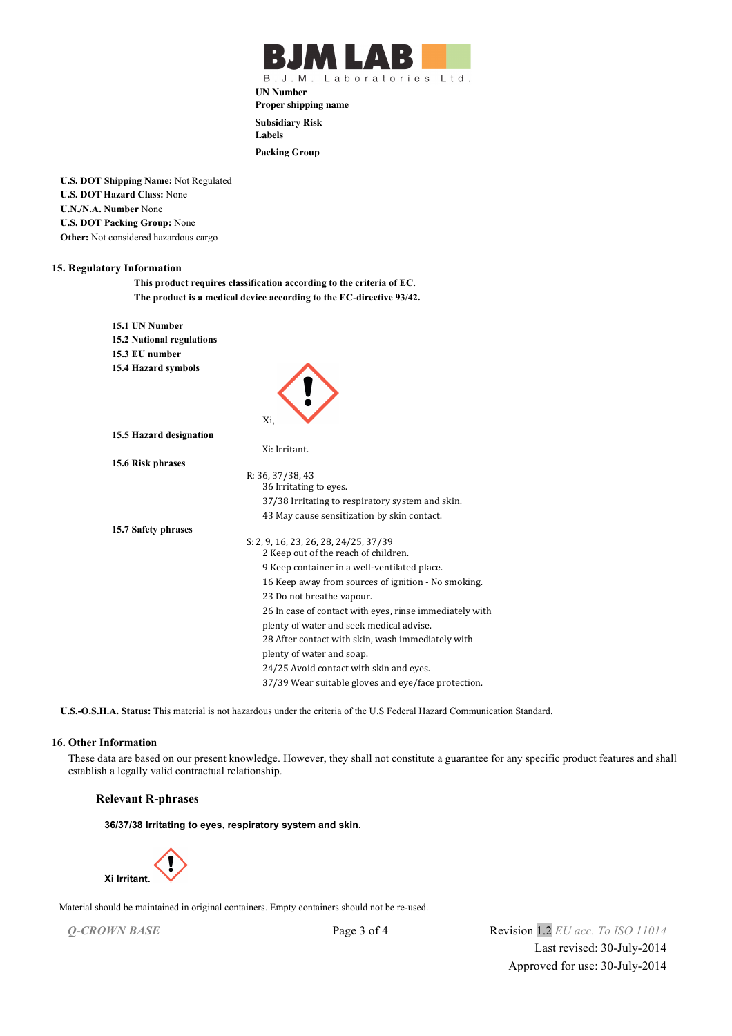UN Number
**Proper shipping name**

**Subsidiary Risk**
**Labels**

**Packing Group**

**U.S. DOT Shipping Name:** Not Regulated
**U.S. DOT Hazard Class:** None
**U.N./N.A. Number** None
**U.S. DOT Packing Group:** None
**Other:** Not considered hazardous cargo

## 15. Regulatory Information

**This product requires classification according to the criteria of EC.**
**The product is a medical device according to the EC-directive 93/42.**

**15.1 UN Number**
**15.2 National regulations**
**15.3 EU number**
**15.4 Hazard symbols**

Xi,

**15.5 Hazard designation**

Xi: Irritant.

**15.6 Risk phrases**

R: 36, 37/38, 43
36 Irritating to eyes.
37/38 Irritating to respiratory system and skin.
43 May cause sensitization by skin contact.

**15.7 Safety phrases**

S: 2, 9, 16, 23, 26, 28, 24/25, 37/39
2 Keep out of the reach of children.
9 Keep container in a well-ventilated place.
16 Keep away from sources of ignition - No smoking.
23 Do not breathe vapour.
26 In case of contact with eyes, rinse immediately with plenty of water and seek medical advise.
28 After contact with skin, wash immediately with plenty of water and soap.
24/25 Avoid contact with skin and eyes.
37/39 Wear suitable gloves and eye/face protection.

**U.S.-O.S.H.A. Status:** This material is not hazardous under the criteria of the U.S Federal Hazard Communication Standard.

## 16. Other Information

These data are based on our present knowledge. However, they shall not constitute a guarantee for any specific product features and shall establish a legally valid contractual relationship.

### Relevant R-phrases

**36/37/38 Irritating to eyes, respiratory system and skin.**

**Xi Irritant.**

Material should be maintained in original containers. Empty containers should not be re-used.

*Q-CROWN BASE*

Revision 1.2 *EU acc. To ISO 11014*
Last revised: 30-July-2014
Approved for use: 30-July-2014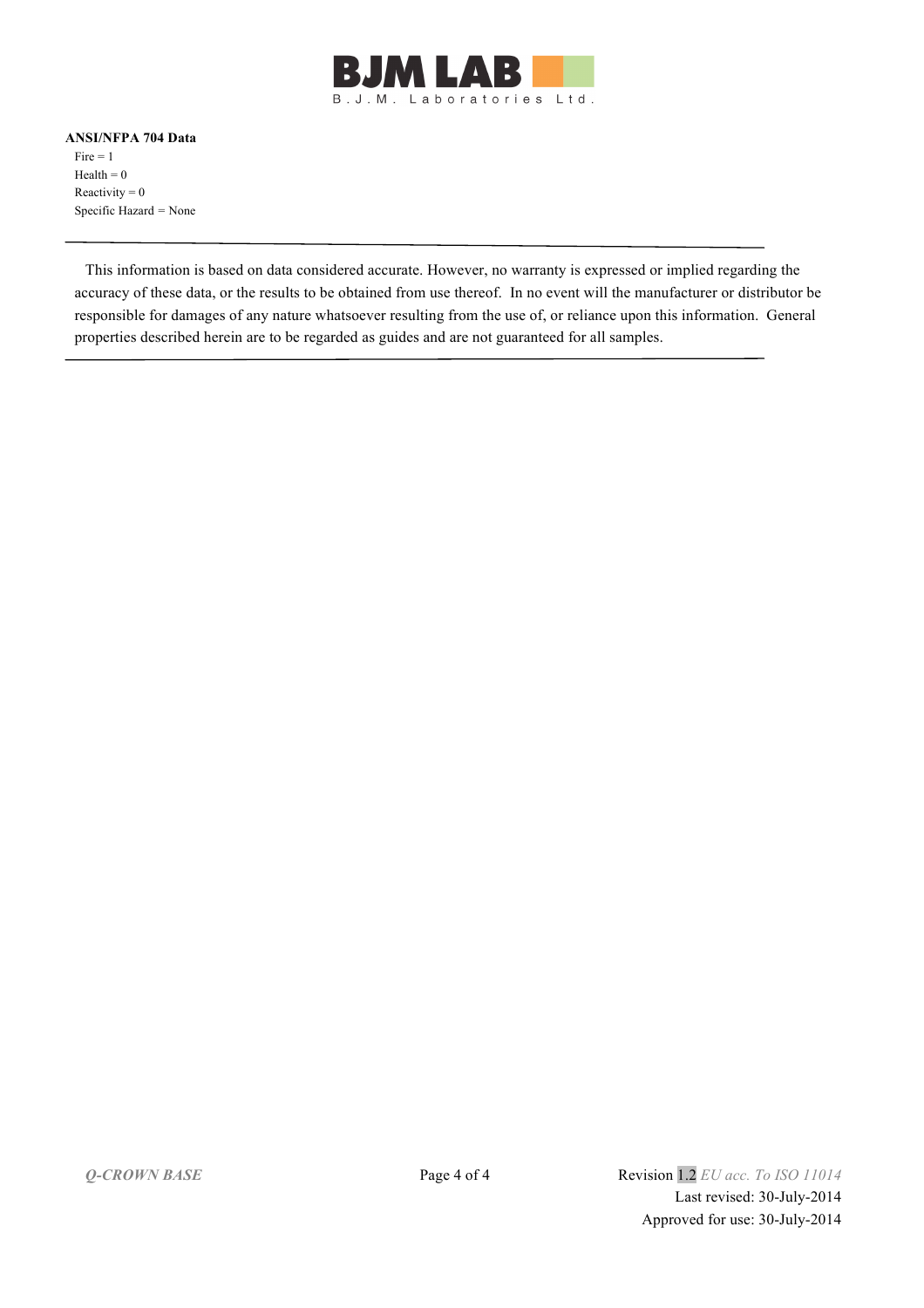**ANSI/NFPA 704 Data**

Fire = 1
Health = 0
Reactivity = 0
Specific Hazard = None

---

This information is based on data considered accurate. However, no warranty is expressed or implied regarding the accuracy of these data, or the results to be obtained from use thereof. In no event will the manufacturer or distributor be responsible for damages of any nature whatsoever resulting from the use of, or reliance upon this information. General properties described herein are to be regarded as guides and are not guaranteed for all samples.

---